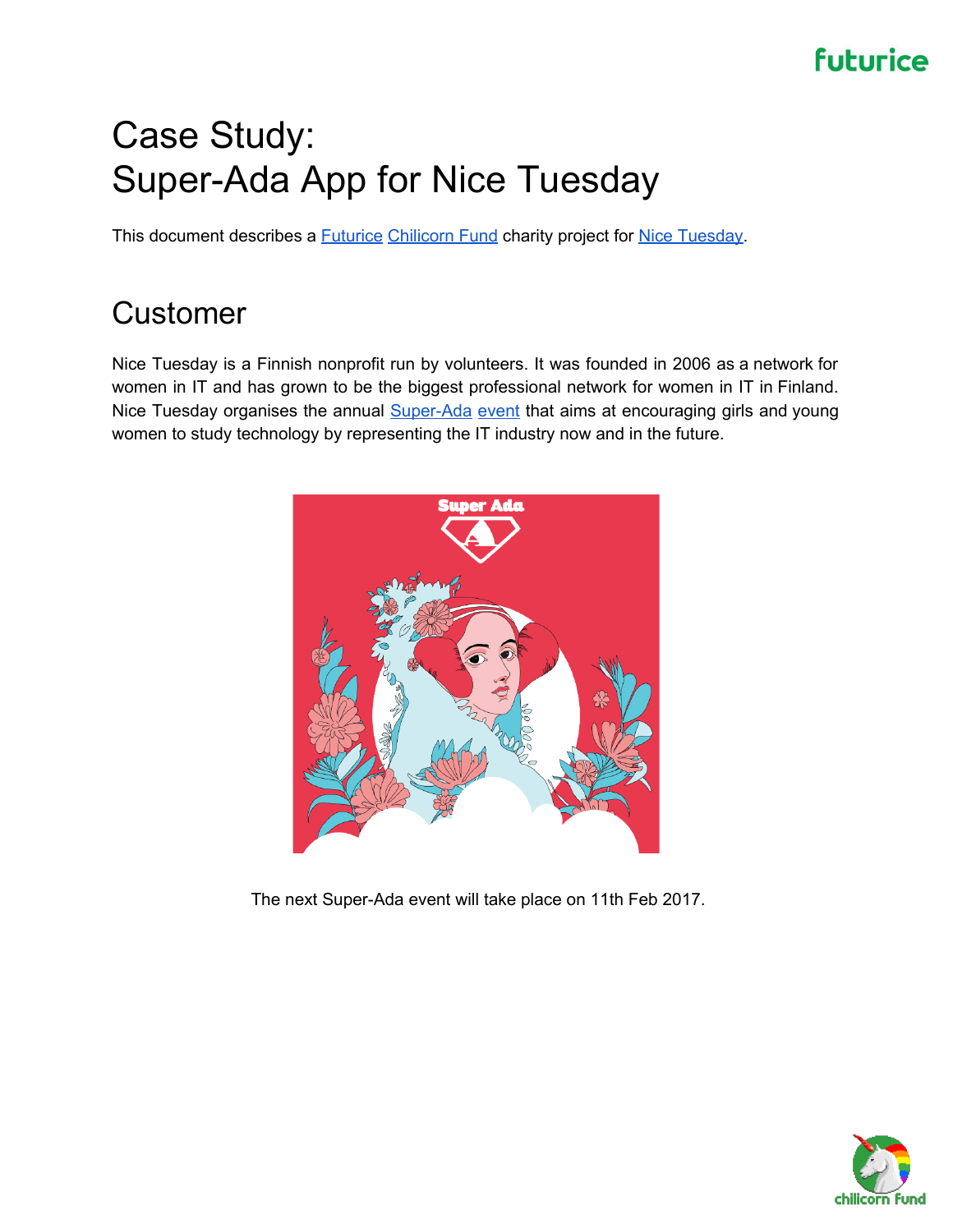# Case Study:
# Super-Ada App for Nice Tuesday

This document describes a Futurice Chilicorn Fund charity project for Nice Tuesday.

## Customer

Nice Tuesday is a Finnish nonprofit run by volunteers. It was founded in 2006 as a network for women in IT and has grown to be the biggest professional network for women in IT in Finland. Nice Tuesday organises the annual Super-Ada event that aims at encouraging girls and young women to study technology by representing the IT industry now and in the future.

The next Super-Ada event will take place on 11th Feb 2017.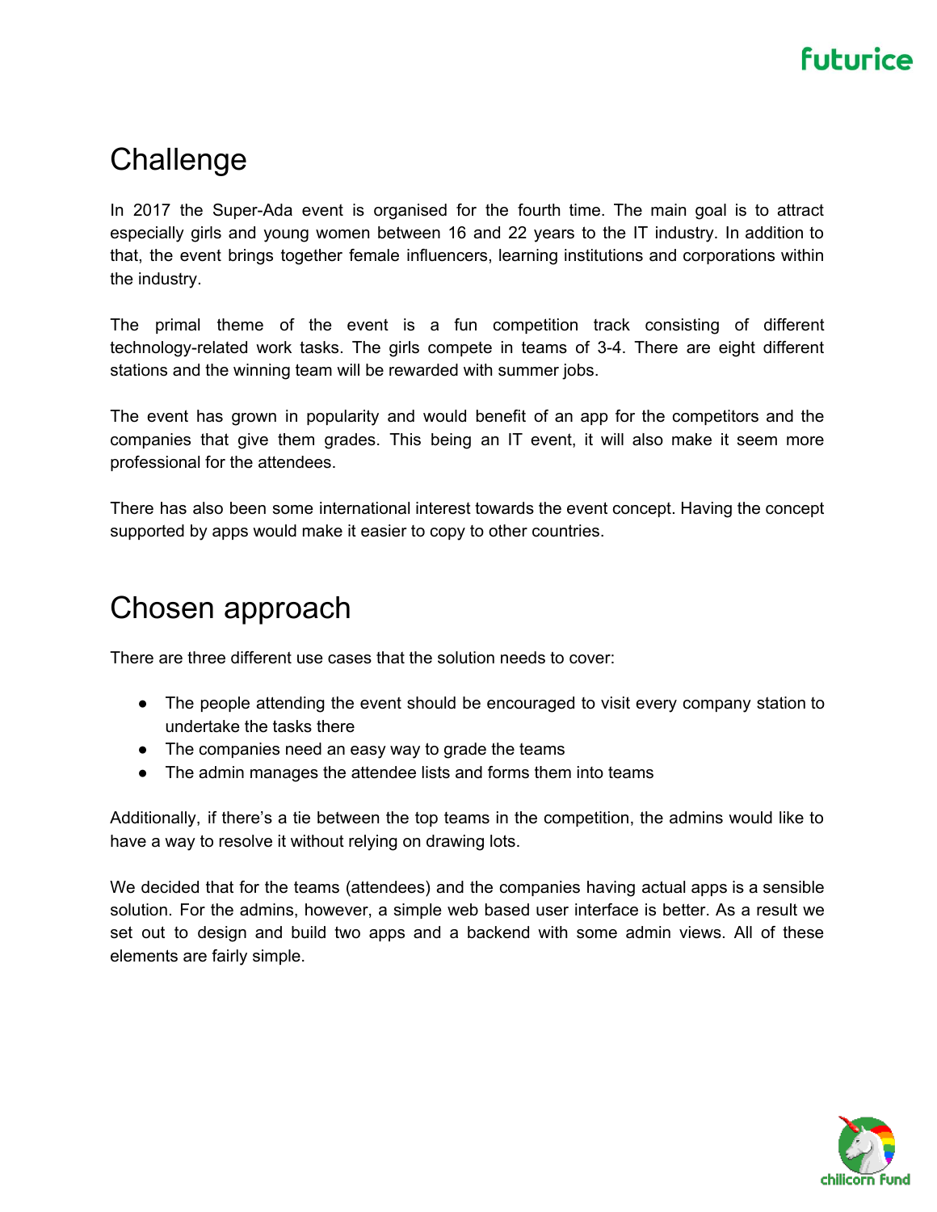# Challenge

In 2017 the Super-Ada event is organised for the fourth time. The main goal is to attract especially girls and young women between 16 and 22 years to the IT industry. In addition to that, the event brings together female influencers, learning institutions and corporations within the industry.

The primal theme of the event is a fun competition track consisting of different technology-related work tasks. The girls compete in teams of 3-4. There are eight different stations and the winning team will be rewarded with summer jobs.

The event has grown in popularity and would benefit of an app for the competitors and the companies that give them grades. This being an IT event, it will also make it seem more professional for the attendees.

There has also been some international interest towards the event concept. Having the concept supported by apps would make it easier to copy to other countries.

# Chosen approach

There are three different use cases that the solution needs to cover:

- The people attending the event should be encouraged to visit every company station to undertake the tasks there
- The companies need an easy way to grade the teams
- The admin manages the attendee lists and forms them into teams

Additionally, if there's a tie between the top teams in the competition, the admins would like to have a way to resolve it without relying on drawing lots.

We decided that for the teams (attendees) and the companies having actual apps is a sensible solution. For the admins, however, a simple web based user interface is better. As a result we set out to design and build two apps and a backend with some admin views. All of these elements are fairly simple.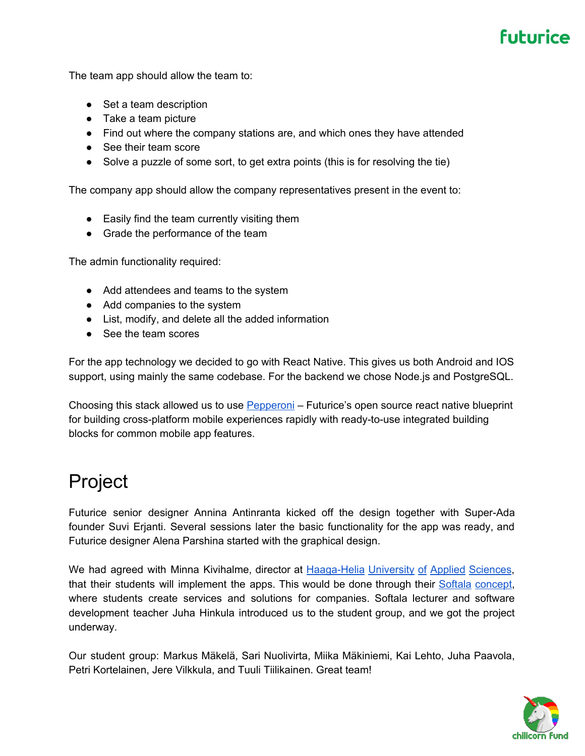The team app should allow the team to:

- Set a team description
- Take a team picture
- Find out where the company stations are, and which ones they have attended
- See their team score
- Solve a puzzle of some sort, to get extra points (this is for resolving the tie)

The company app should allow the company representatives present in the event to:

- Easily find the team currently visiting them
- Grade the performance of the team

The admin functionality required:

- Add attendees and teams to the system
- Add companies to the system
- List, modify, and delete all the added information
- See the team scores

For the app technology we decided to go with React Native. This gives us both Android and IOS support, using mainly the same codebase. For the backend we chose Node.js and PostgreSQL.

Choosing this stack allowed us to use Pepperoni – Futurice's open source react native blueprint for building cross-platform mobile experiences rapidly with ready-to-use integrated building blocks for common mobile app features.

# Project

Futurice senior designer Annina Antinranta kicked off the design together with Super-Ada founder Suvi Erjanti. Several sessions later the basic functionality for the app was ready, and Futurice designer Alena Parshina started with the graphical design.

We had agreed with Minna Kivihalme, director at Haaga-Helia University of Applied Sciences, that their students will implement the apps. This would be done through their Softala concept, where students create services and solutions for companies. Softala lecturer and software development teacher Juha Hinkula introduced us to the student group, and we got the project underway.

Our student group: Markus Mäkelä, Sari Nuolivirta, Miika Mäkiniemi, Kai Lehto, Juha Paavola, Petri Kortelainen, Jere Vilkkula, and Tuuli Tiilikainen. Great team!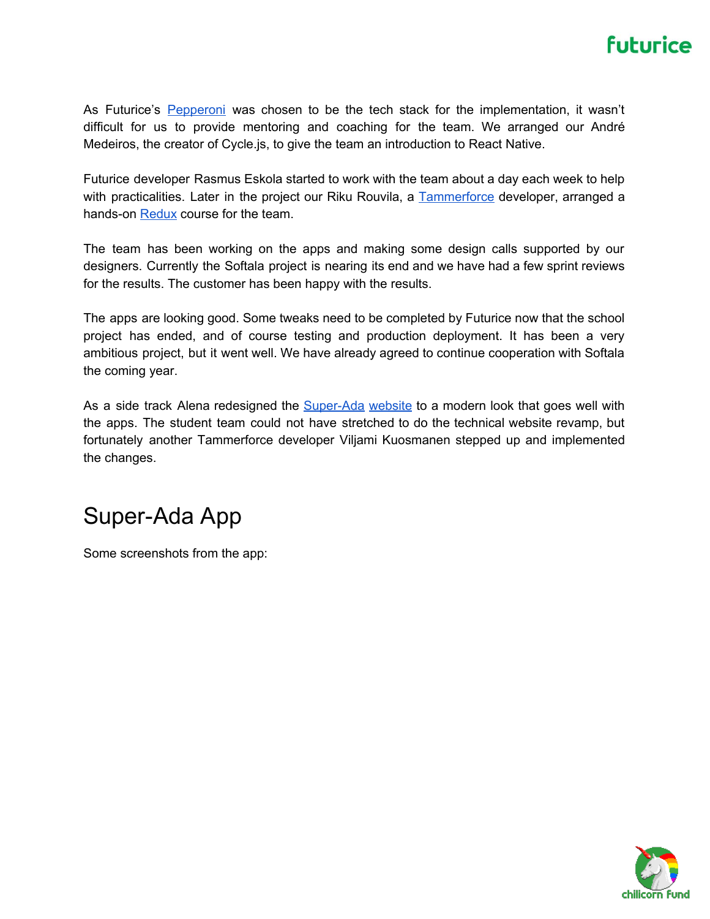As Futurice's Pepperoni was chosen to be the tech stack for the implementation, it wasn't difficult for us to provide mentoring and coaching for the team. We arranged our André Medeiros, the creator of Cycle.js, to give the team an introduction to React Native.

Futurice developer Rasmus Eskola started to work with the team about a day each week to help with practicalities. Later in the project our Riku Rouvila, a Tammerforce developer, arranged a hands-on Redux course for the team.

The team has been working on the apps and making some design calls supported by our designers. Currently the Softala project is nearing its end and we have had a few sprint reviews for the results. The customer has been happy with the results.

The apps are looking good. Some tweaks need to be completed by Futurice now that the school project has ended, and of course testing and production deployment. It has been a very ambitious project, but it went well. We have already agreed to continue cooperation with Softala the coming year.

As a side track Alena redesigned the Super-Ada website to a modern look that goes well with the apps. The student team could not have stretched to do the technical website revamp, but fortunately another Tammerforce developer Viljami Kuosmanen stepped up and implemented the changes.

# Super-Ada App

Some screenshots from the app: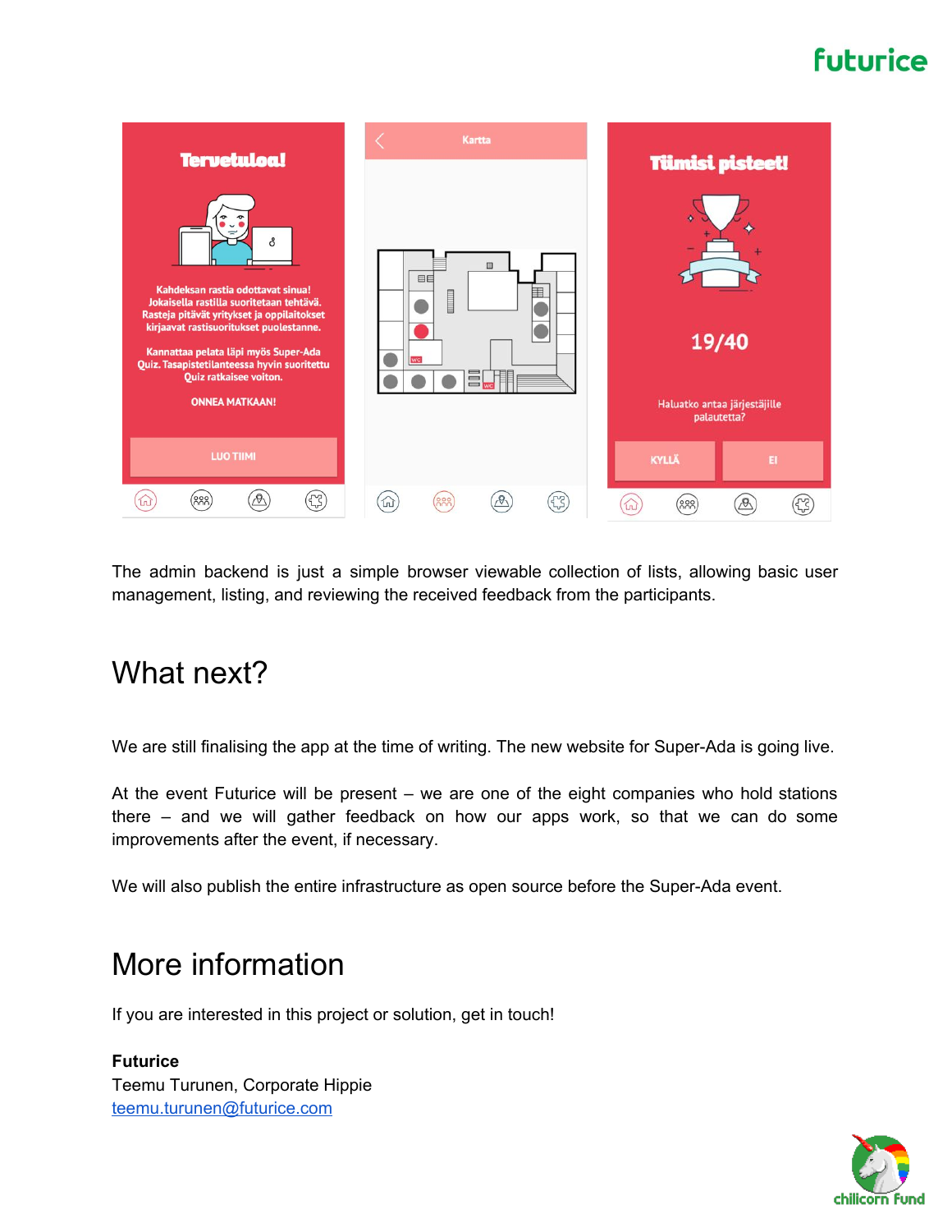The admin backend is just a simple browser viewable collection of lists, allowing basic user management, listing, and reviewing the received feedback from the participants.

# What next?

We are still finalising the app at the time of writing. The new website for Super-Ada is going live.

At the event Futurice will be present – we are one of the eight companies who hold stations there – and we will gather feedback on how our apps work, so that we can do some improvements after the event, if necessary.

We will also publish the entire infrastructure as open source before the Super-Ada event.

# More information

If you are interested in this project or solution, get in touch!

**Futurice**
Teemu Turunen, Corporate Hippie
[teemu.turunen@futurice.com](mailto:teemu.turunen@futurice.com)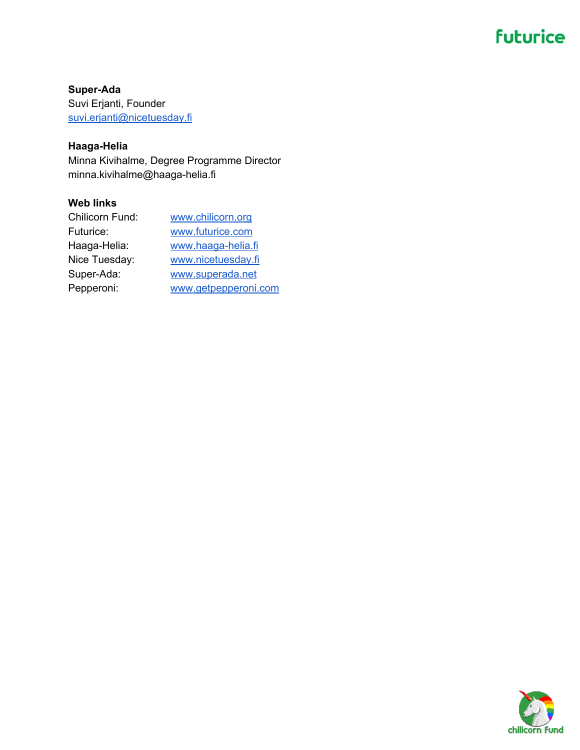**Super-Ada**
Suvi Erjanti, Founder
suvi.erjanti@nicetuesday.fi

**Haaga-Helia**
Minna Kivihalme, Degree Programme Director
minna.kivihalme@haaga-helia.fi

**Web links**

| | |
|---|---|
| Chilicorn Fund: | www.chilicorn.org |
| Futurice: | www.futurice.com |
| Haaga-Helia: | www.haaga-helia.fi |
| Nice Tuesday: | www.nicetuesday.fi |
| Super-Ada: | www.superada.net |
| Pepperoni: | www.getpepperoni.com |